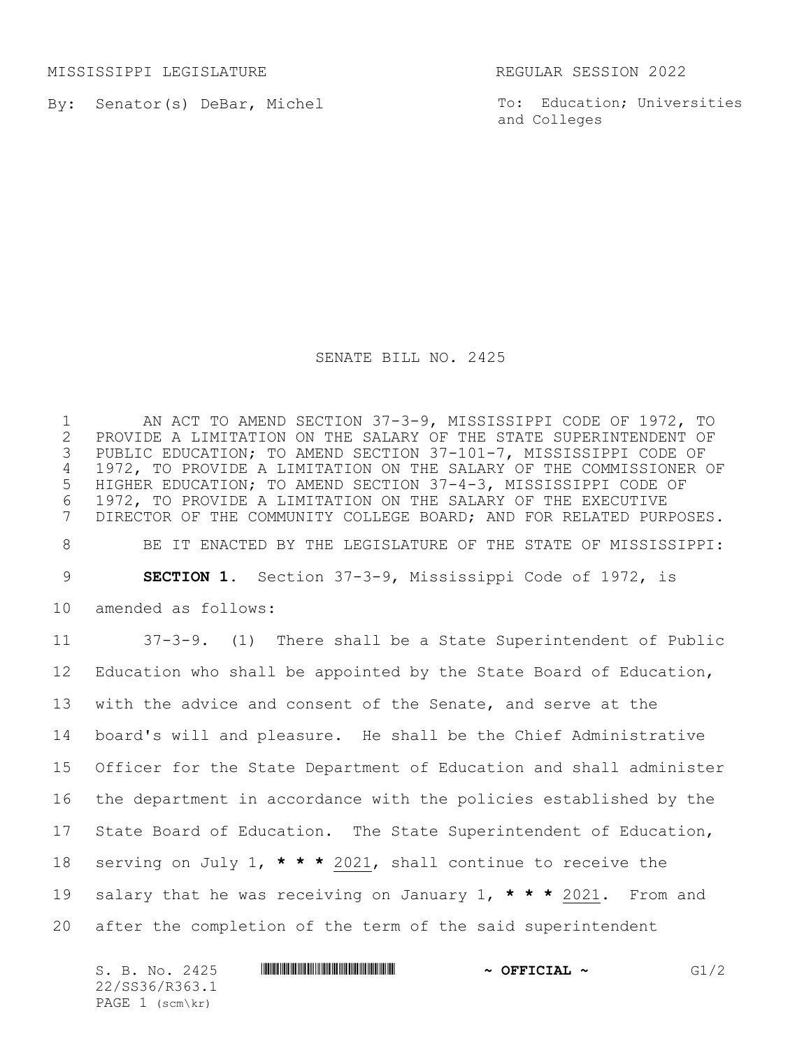MISSISSIPPI LEGISLATURE REGULAR SESSION 2022

By: Senator(s) DeBar, Michel

To: Education; Universities and Colleges

# SENATE BILL NO. 2425

AN ACT TO AMEND SECTION 37-3-9, MISSISSIPPI CODE OF 1972, TO PROVIDE A LIMITATION ON THE SALARY OF THE STATE SUPERINTENDENT OF PUBLIC EDUCATION; TO AMEND SECTION 37-101-7, MISSISSIPPI CODE OF 1972, TO PROVIDE A LIMITATION ON THE SALARY OF THE COMMISSIONER OF HIGHER EDUCATION; TO AMEND SECTION 37-4-3, MISSISSIPPI CODE OF 1972, TO PROVIDE A LIMITATION ON THE SALARY OF THE EXECUTIVE DIRECTOR OF THE COMMUNITY COLLEGE BOARD; AND FOR RELATED PURPOSES.

BE IT ENACTED BY THE LEGISLATURE OF THE STATE OF MISSISSIPPI:

**SECTION 1.** Section 37-3-9, Mississippi Code of 1972, is amended as follows:

37-3-9. (1) There shall be a State Superintendent of Public Education who shall be appointed by the State Board of Education, with the advice and consent of the Senate, and serve at the board's will and pleasure. He shall be the Chief Administrative Officer for the State Department of Education and shall administer the department in accordance with the policies established by the State Board of Education. The State Superintendent of Education, serving on July 1, **\* \* \*** <u>2021</u>, shall continue to receive the salary that he was receiving on January 1, **\* \* \*** <u>2021</u>. From and after the completion of the term of the said superintendent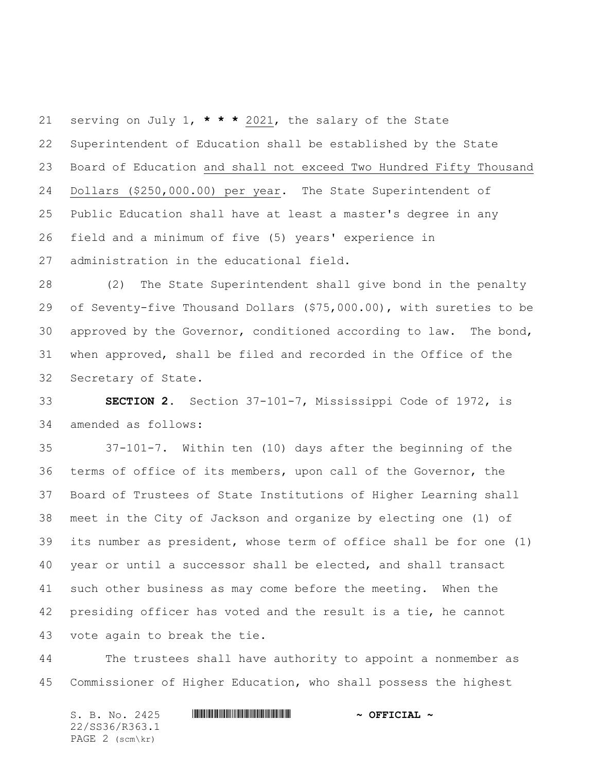serving on July 1, * * * 2021, the salary of the State Superintendent of Education shall be established by the State Board of Education and shall not exceed Two Hundred Fifty Thousand Dollars ($250,000.00) per year. The State Superintendent of Public Education shall have at least a master's degree in any field and a minimum of five (5) years' experience in administration in the educational field.

(2) The State Superintendent shall give bond in the penalty of Seventy-five Thousand Dollars ($75,000.00), with sureties to be approved by the Governor, conditioned according to law. The bond, when approved, shall be filed and recorded in the Office of the Secretary of State.

**SECTION 2.** Section 37-101-7, Mississippi Code of 1972, is amended as follows:

37-101-7. Within ten (10) days after the beginning of the terms of office of its members, upon call of the Governor, the Board of Trustees of State Institutions of Higher Learning shall meet in the City of Jackson and organize by electing one (1) of its number as president, whose term of office shall be for one (1) year or until a successor shall be elected, and shall transact such other business as may come before the meeting. When the presiding officer has voted and the result is a tie, he cannot vote again to break the tie.

The trustees shall have authority to appoint a nonmember as Commissioner of Higher Education, who shall possess the highest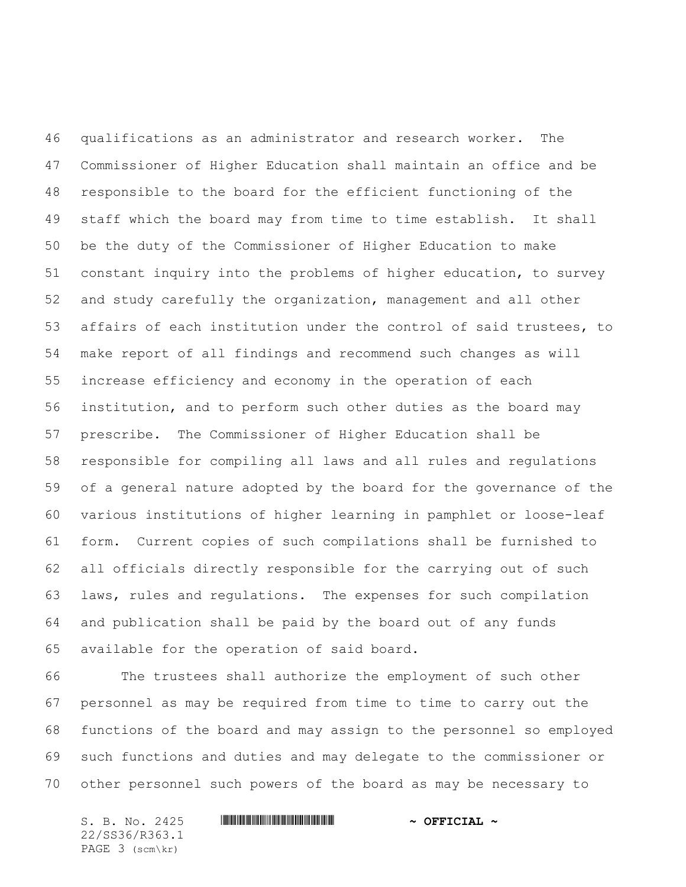qualifications as an administrator and research worker. The Commissioner of Higher Education shall maintain an office and be responsible to the board for the efficient functioning of the staff which the board may from time to time establish. It shall be the duty of the Commissioner of Higher Education to make constant inquiry into the problems of higher education, to survey and study carefully the organization, management and all other affairs of each institution under the control of said trustees, to make report of all findings and recommend such changes as will increase efficiency and economy in the operation of each institution, and to perform such other duties as the board may prescribe. The Commissioner of Higher Education shall be responsible for compiling all laws and all rules and regulations of a general nature adopted by the board for the governance of the various institutions of higher learning in pamphlet or loose-leaf form. Current copies of such compilations shall be furnished to all officials directly responsible for the carrying out of such laws, rules and regulations. The expenses for such compilation and publication shall be paid by the board out of any funds available for the operation of said board.

The trustees shall authorize the employment of such other personnel as may be required from time to time to carry out the functions of the board and may assign to the personnel so employed such functions and duties and may delegate to the commissioner or other personnel such powers of the board as may be necessary to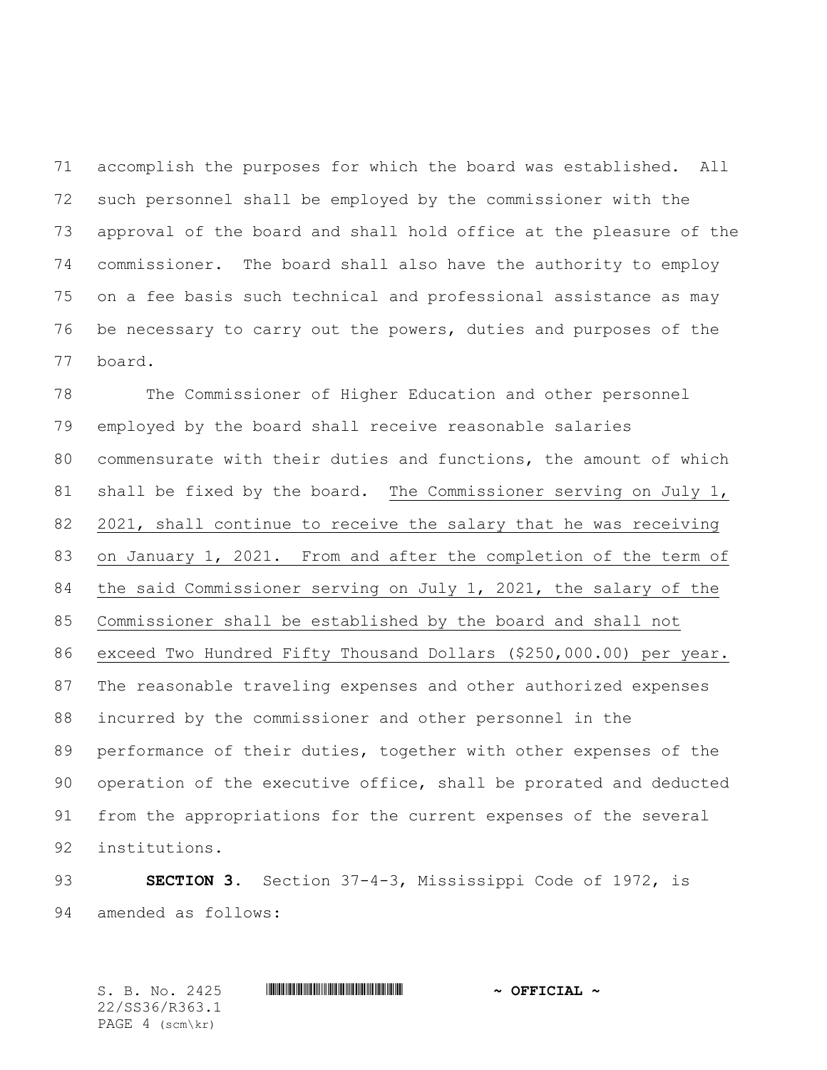accomplish the purposes for which the board was established. All such personnel shall be employed by the commissioner with the approval of the board and shall hold office at the pleasure of the commissioner. The board shall also have the authority to employ on a fee basis such technical and professional assistance as may be necessary to carry out the powers, duties and purposes of the board.

The Commissioner of Higher Education and other personnel employed by the board shall receive reasonable salaries commensurate with their duties and functions, the amount of which shall be fixed by the board. <u>The Commissioner serving on July 1, 2021, shall continue to receive the salary that he was receiving on January 1, 2021. From and after the completion of the term of the said Commissioner serving on July 1, 2021, the salary of the Commissioner shall be established by the board and shall not exceed Two Hundred Fifty Thousand Dollars ($250,000.00) per year.</u> The reasonable traveling expenses and other authorized expenses incurred by the commissioner and other personnel in the performance of their duties, together with other expenses of the operation of the executive office, shall be prorated and deducted from the appropriations for the current expenses of the several institutions.

**SECTION 3.** Section 37-4-3, Mississippi Code of 1972, is amended as follows: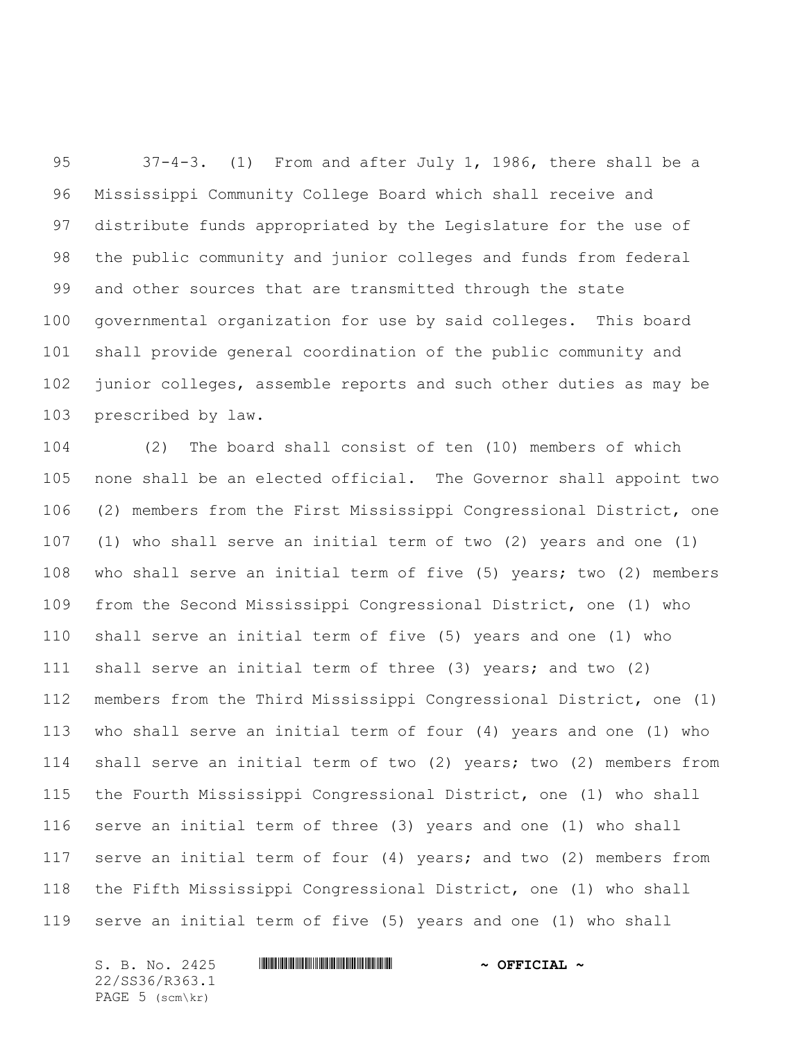37-4-3. (1) From and after July 1, 1986, there shall be a Mississippi Community College Board which shall receive and distribute funds appropriated by the Legislature for the use of the public community and junior colleges and funds from federal and other sources that are transmitted through the state governmental organization for use by said colleges. This board shall provide general coordination of the public community and junior colleges, assemble reports and such other duties as may be prescribed by law.

(2) The board shall consist of ten (10) members of which none shall be an elected official. The Governor shall appoint two (2) members from the First Mississippi Congressional District, one (1) who shall serve an initial term of two (2) years and one (1) who shall serve an initial term of five (5) years; two (2) members from the Second Mississippi Congressional District, one (1) who shall serve an initial term of five (5) years and one (1) who shall serve an initial term of three (3) years; and two (2) members from the Third Mississippi Congressional District, one (1) who shall serve an initial term of four (4) years and one (1) who shall serve an initial term of two (2) years; two (2) members from the Fourth Mississippi Congressional District, one (1) who shall serve an initial term of three (3) years and one (1) who shall serve an initial term of four (4) years; and two (2) members from the Fifth Mississippi Congressional District, one (1) who shall serve an initial term of five (5) years and one (1) who shall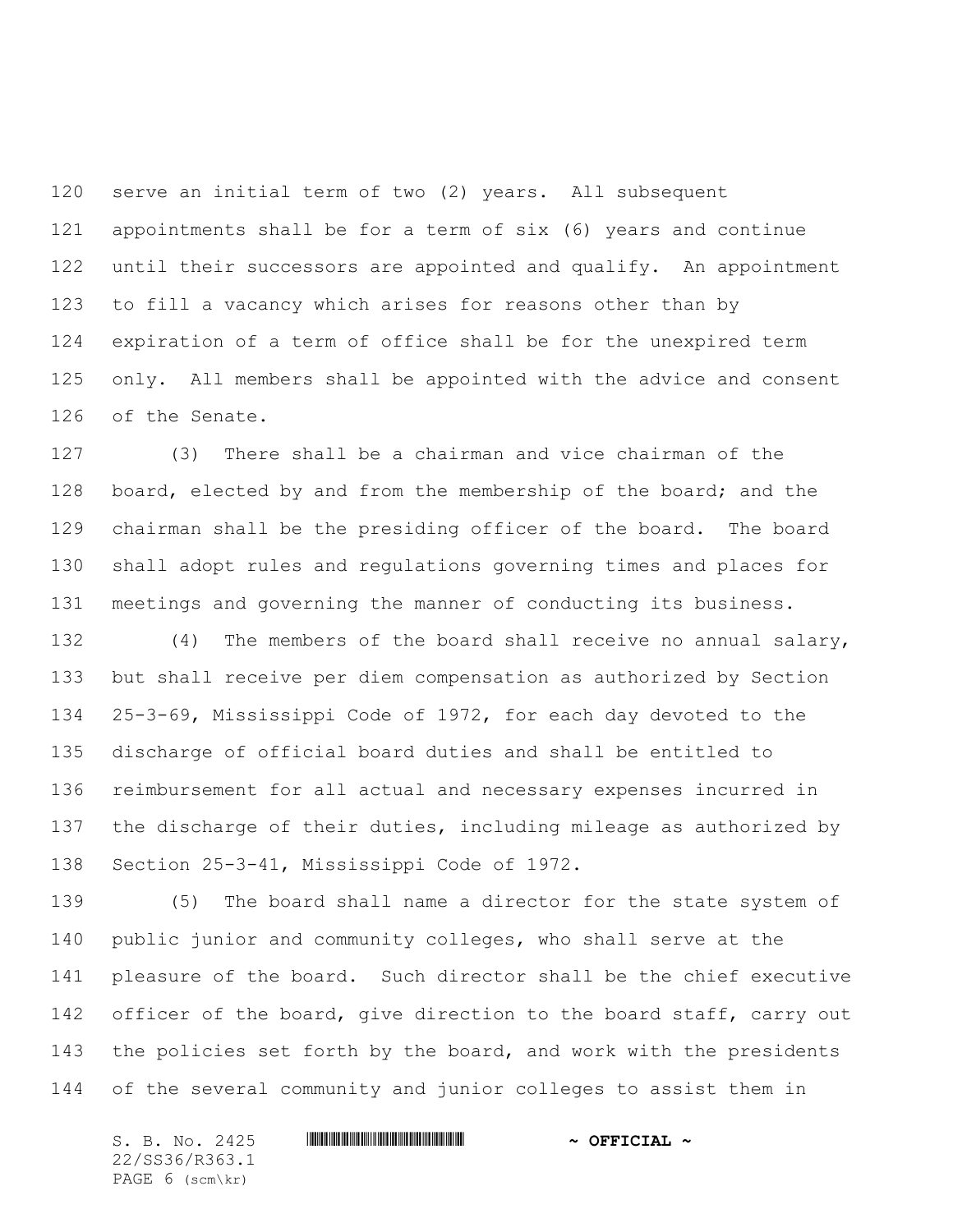serve an initial term of two (2) years. All subsequent appointments shall be for a term of six (6) years and continue until their successors are appointed and qualify. An appointment to fill a vacancy which arises for reasons other than by expiration of a term of office shall be for the unexpired term only. All members shall be appointed with the advice and consent of the Senate.

(3) There shall be a chairman and vice chairman of the board, elected by and from the membership of the board; and the chairman shall be the presiding officer of the board. The board shall adopt rules and regulations governing times and places for meetings and governing the manner of conducting its business.

(4) The members of the board shall receive no annual salary, but shall receive per diem compensation as authorized by Section 25-3-69, Mississippi Code of 1972, for each day devoted to the discharge of official board duties and shall be entitled to reimbursement for all actual and necessary expenses incurred in the discharge of their duties, including mileage as authorized by Section 25-3-41, Mississippi Code of 1972.

(5) The board shall name a director for the state system of public junior and community colleges, who shall serve at the pleasure of the board. Such director shall be the chief executive officer of the board, give direction to the board staff, carry out the policies set forth by the board, and work with the presidents of the several community and junior colleges to assist them in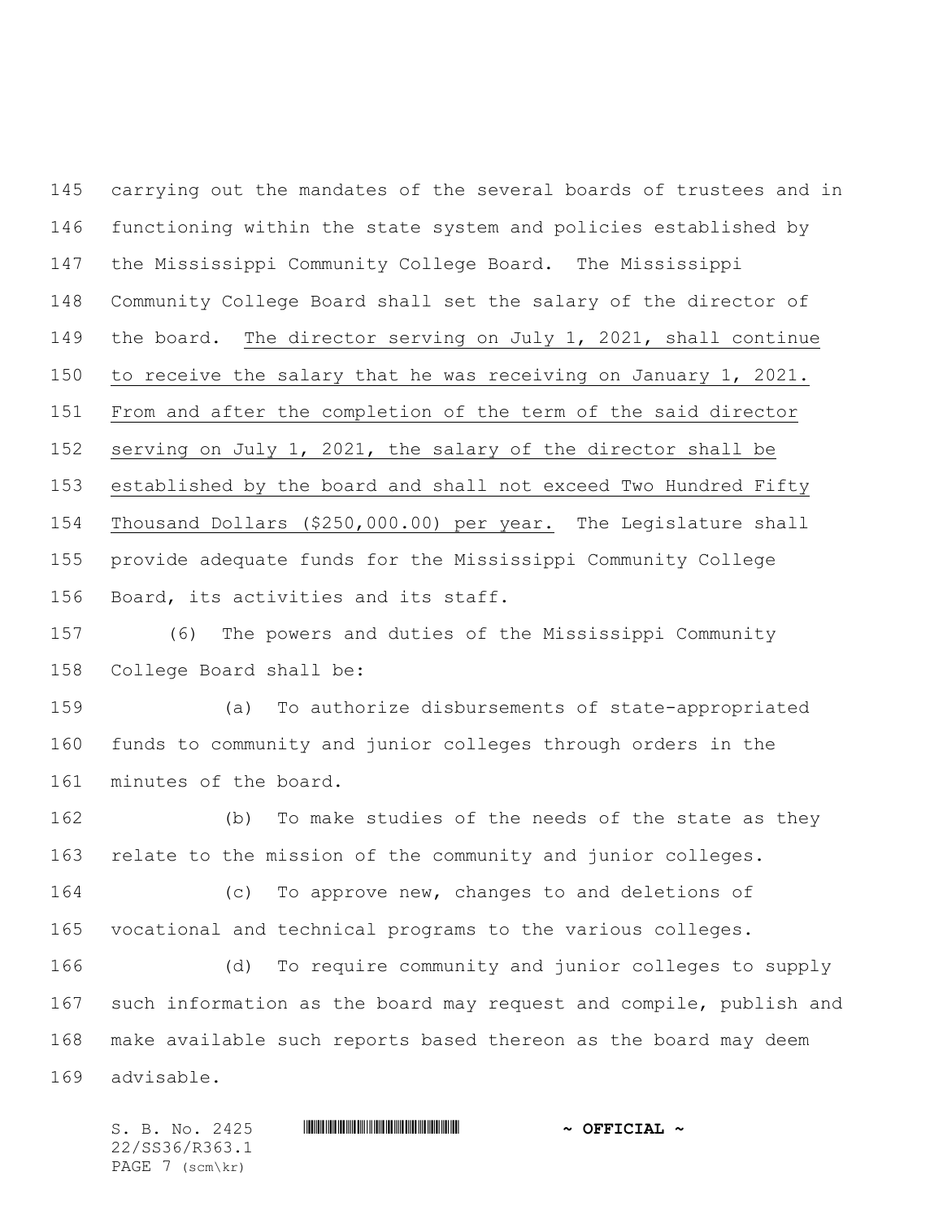carrying out the mandates of the several boards of trustees and in functioning within the state system and policies established by the Mississippi Community College Board. The Mississippi Community College Board shall set the salary of the director of the board. <u>The director serving on July 1, 2021, shall continue to receive the salary that he was receiving on January 1, 2021. From and after the completion of the term of the said director serving on July 1, 2021, the salary of the director shall be established by the board and shall not exceed Two Hundred Fifty Thousand Dollars ($250,000.00) per year.</u> The Legislature shall provide adequate funds for the Mississippi Community College Board, its activities and its staff.

(6) The powers and duties of the Mississippi Community College Board shall be:

(a) To authorize disbursements of state-appropriated funds to community and junior colleges through orders in the minutes of the board.

(b) To make studies of the needs of the state as they relate to the mission of the community and junior colleges.

(c) To approve new, changes to and deletions of vocational and technical programs to the various colleges.

(d) To require community and junior colleges to supply such information as the board may request and compile, publish and make available such reports based thereon as the board may deem advisable.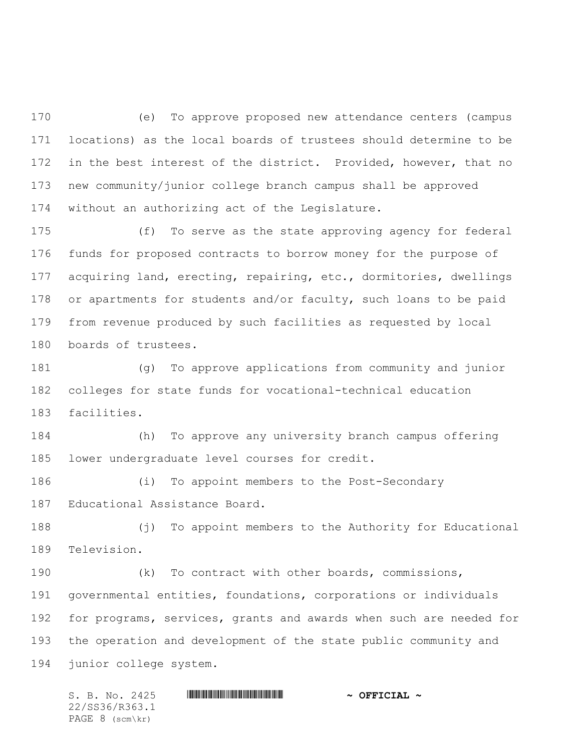(e) To approve proposed new attendance centers (campus locations) as the local boards of trustees should determine to be in the best interest of the district. Provided, however, that no new community/junior college branch campus shall be approved without an authorizing act of the Legislature.

(f) To serve as the state approving agency for federal funds for proposed contracts to borrow money for the purpose of acquiring land, erecting, repairing, etc., dormitories, dwellings or apartments for students and/or faculty, such loans to be paid from revenue produced by such facilities as requested by local boards of trustees.

(g) To approve applications from community and junior colleges for state funds for vocational-technical education facilities.

(h) To approve any university branch campus offering lower undergraduate level courses for credit.

(i) To appoint members to the Post-Secondary Educational Assistance Board.

(j) To appoint members to the Authority for Educational Television.

(k) To contract with other boards, commissions, governmental entities, foundations, corporations or individuals for programs, services, grants and awards when such are needed for the operation and development of the state public community and junior college system.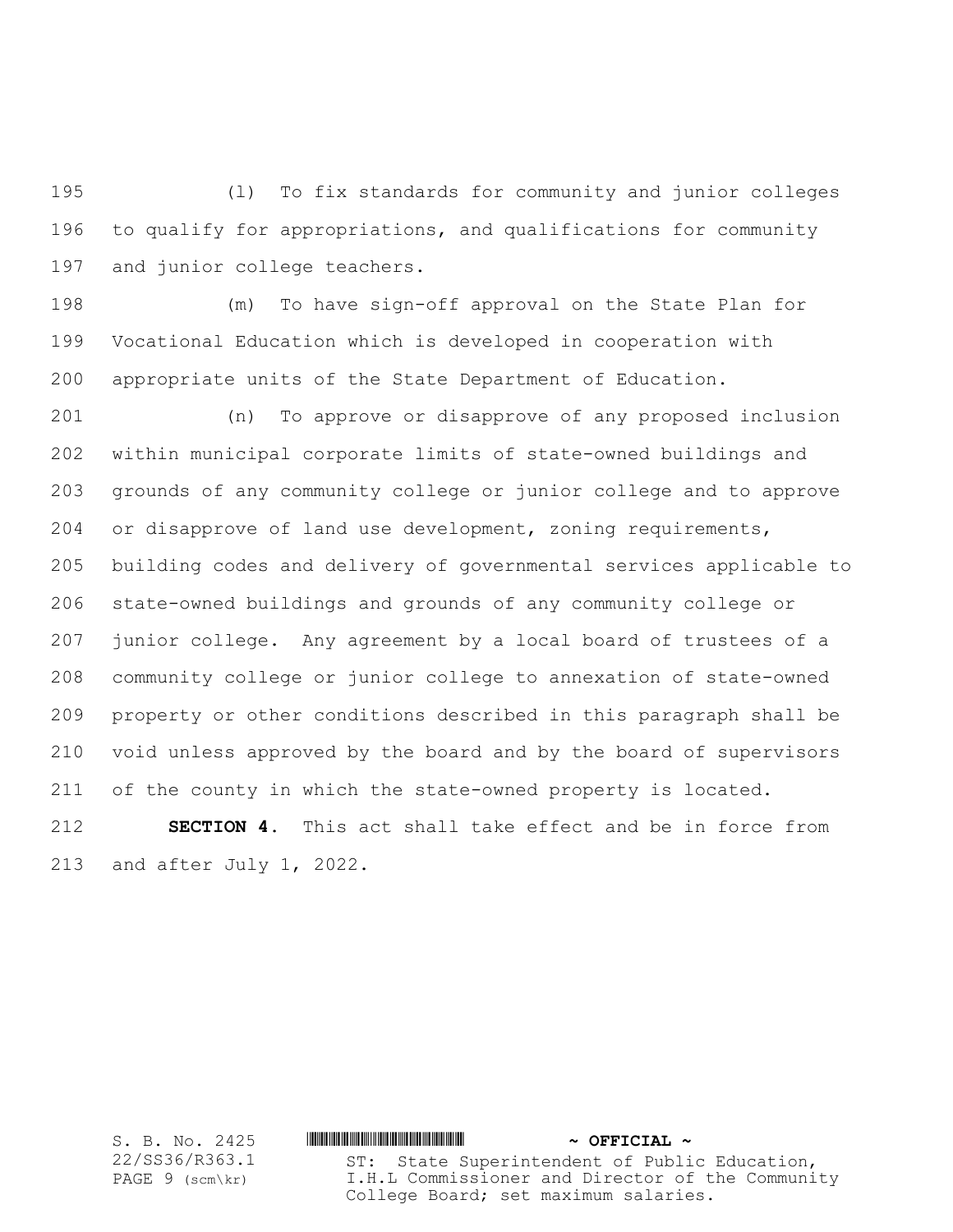(l) To fix standards for community and junior colleges to qualify for appropriations, and qualifications for community and junior college teachers.

(m) To have sign-off approval on the State Plan for Vocational Education which is developed in cooperation with appropriate units of the State Department of Education.

(n) To approve or disapprove of any proposed inclusion within municipal corporate limits of state-owned buildings and grounds of any community college or junior college and to approve or disapprove of land use development, zoning requirements, building codes and delivery of governmental services applicable to state-owned buildings and grounds of any community college or junior college. Any agreement by a local board of trustees of a community college or junior college to annexation of state-owned property or other conditions described in this paragraph shall be void unless approved by the board and by the board of supervisors of the county in which the state-owned property is located.

**SECTION 4.** This act shall take effect and be in force from and after July 1, 2022.